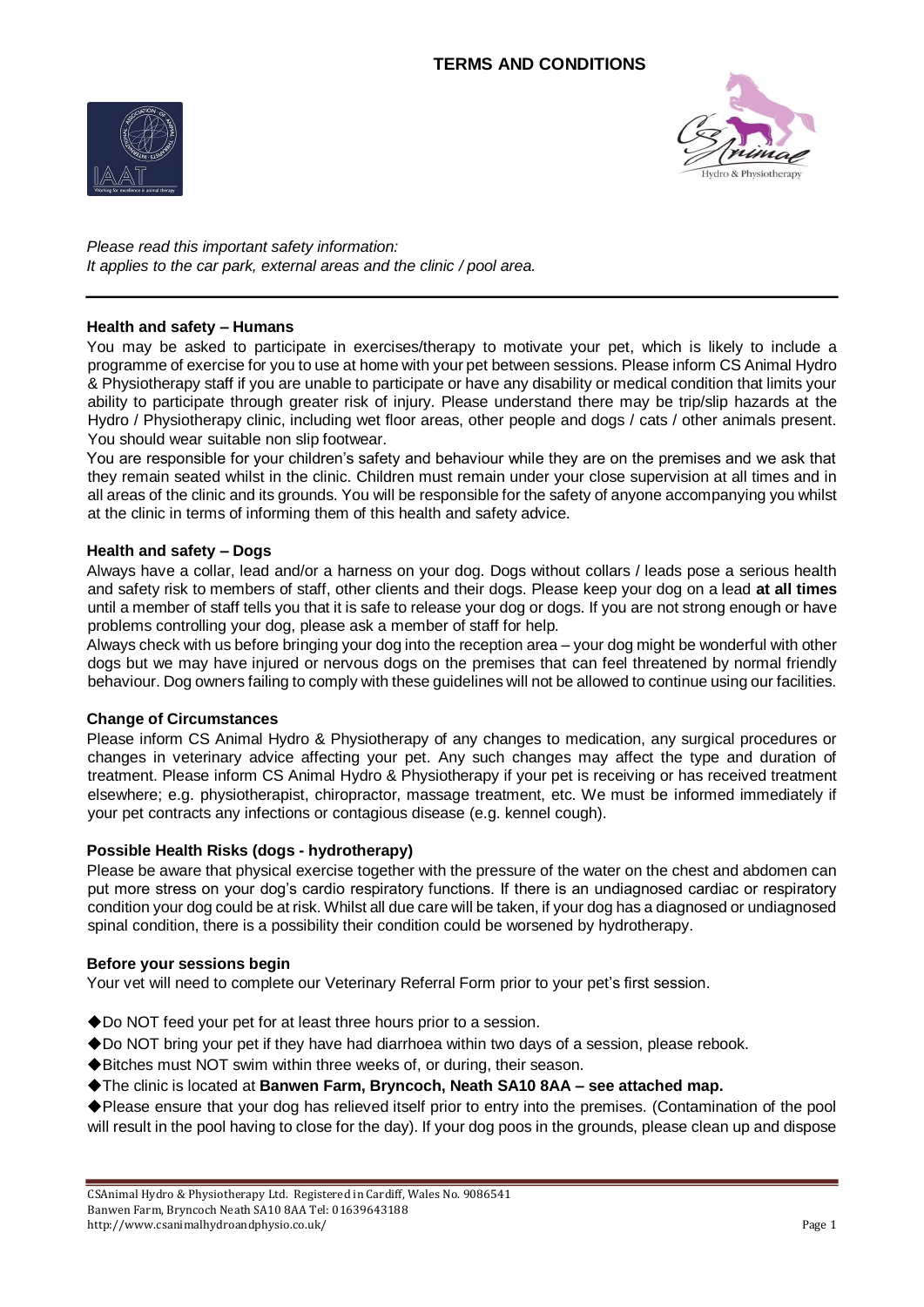# TERMS AND CONDITIONS

*Please read this important safety information:*
*It applies to the car park, external areas and the clinic / pool area.*

---

### Health and safety – Humans

You may be asked to participate in exercises/therapy to motivate your pet, which is likely to include a programme of exercise for you to use at home with your pet between sessions. Please inform CS Animal Hydro & Physiotherapy staff if you are unable to participate or have any disability or medical condition that limits your ability to participate through greater risk of injury. Please understand there may be trip/slip hazards at the Hydro / Physiotherapy clinic, including wet floor areas, other people and dogs / cats / other animals present. You should wear suitable non slip footwear.

You are responsible for your children's safety and behaviour while they are on the premises and we ask that they remain seated whilst in the clinic. Children must remain under your close supervision at all times and in all areas of the clinic and its grounds. You will be responsible for the safety of anyone accompanying you whilst at the clinic in terms of informing them of this health and safety advice.

### Health and safety – Dogs

Always have a collar, lead and/or a harness on your dog. Dogs without collars / leads pose a serious health and safety risk to members of staff, other clients and their dogs. Please keep your dog on a lead **at all times** until a member of staff tells you that it is safe to release your dog or dogs. If you are not strong enough or have problems controlling your dog, please ask a member of staff for help.

Always check with us before bringing your dog into the reception area – your dog might be wonderful with other dogs but we may have injured or nervous dogs on the premises that can feel threatened by normal friendly behaviour. Dog owners failing to comply with these guidelines will not be allowed to continue using our facilities.

### Change of Circumstances

Please inform CS Animal Hydro & Physiotherapy of any changes to medication, any surgical procedures or changes in veterinary advice affecting your pet. Any such changes may affect the type and duration of treatment. Please inform CS Animal Hydro & Physiotherapy if your pet is receiving or has received treatment elsewhere; e.g. physiotherapist, chiropractor, massage treatment, etc. We must be informed immediately if your pet contracts any infections or contagious disease (e.g. kennel cough).

### Possible Health Risks (dogs - hydrotherapy)

Please be aware that physical exercise together with the pressure of the water on the chest and abdomen can put more stress on your dog's cardio respiratory functions. If there is an undiagnosed cardiac or respiratory condition your dog could be at risk. Whilst all due care will be taken, if your dog has a diagnosed or undiagnosed spinal condition, there is a possibility their condition could be worsened by hydrotherapy.

### Before your sessions begin

Your vet will need to complete our Veterinary Referral Form prior to your pet's first session.

- Do NOT feed your pet for at least three hours prior to a session.
- Do NOT bring your pet if they have had diarrhoea within two days of a session, please rebook.
- Bitches must NOT swim within three weeks of, or during, their season.
- The clinic is located at **Banwen Farm, Bryncoch, Neath SA10 8AA – see attached map.**
- Please ensure that your dog has relieved itself prior to entry into the premises. (Contamination of the pool will result in the pool having to close for the day). If your dog poos in the grounds, please clean up and dispose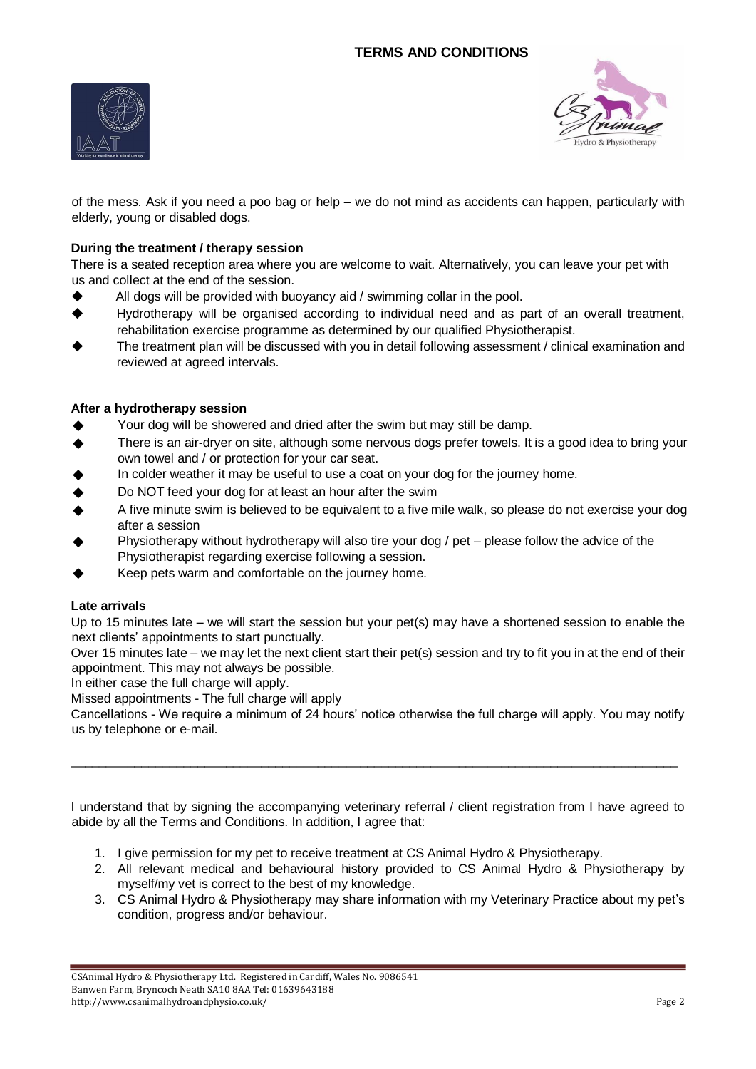of the mess. Ask if you need a poo bag or help – we do not mind as accidents can happen, particularly with elderly, young or disabled dogs.

**During the treatment / therapy session**

There is a seated reception area where you are welcome to wait. Alternatively, you can leave your pet with us and collect at the end of the session.

- All dogs will be provided with buoyancy aid / swimming collar in the pool.
- Hydrotherapy will be organised according to individual need and as part of an overall treatment, rehabilitation exercise programme as determined by our qualified Physiotherapist.
- The treatment plan will be discussed with you in detail following assessment / clinical examination and reviewed at agreed intervals.

**After a hydrotherapy session**

- Your dog will be showered and dried after the swim but may still be damp.
- There is an air-dryer on site, although some nervous dogs prefer towels. It is a good idea to bring your own towel and / or protection for your car seat.
- In colder weather it may be useful to use a coat on your dog for the journey home.
- Do NOT feed your dog for at least an hour after the swim
- A five minute swim is believed to be equivalent to a five mile walk, so please do not exercise your dog after a session
- Physiotherapy without hydrotherapy will also tire your dog / pet – please follow the advice of the Physiotherapist regarding exercise following a session.
- Keep pets warm and comfortable on the journey home.

**Late arrivals**

Up to 15 minutes late – we will start the session but your pet(s) may have a shortened session to enable the next clients' appointments to start punctually.

Over 15 minutes late – we may let the next client start their pet(s) session and try to fit you in at the end of their appointment. This may not always be possible.

In either case the full charge will apply.

Missed appointments - The full charge will apply

Cancellations - We require a minimum of 24 hours' notice otherwise the full charge will apply. You may notify us by telephone or e-mail.

---

I understand that by signing the accompanying veterinary referral / client registration from I have agreed to abide by all the Terms and Conditions. In addition, I agree that:

1. I give permission for my pet to receive treatment at CS Animal Hydro & Physiotherapy.
2. All relevant medical and behavioural history provided to CS Animal Hydro & Physiotherapy by myself/my vet is correct to the best of my knowledge.
3. CS Animal Hydro & Physiotherapy may share information with my Veterinary Practice about my pet's condition, progress and/or behaviour.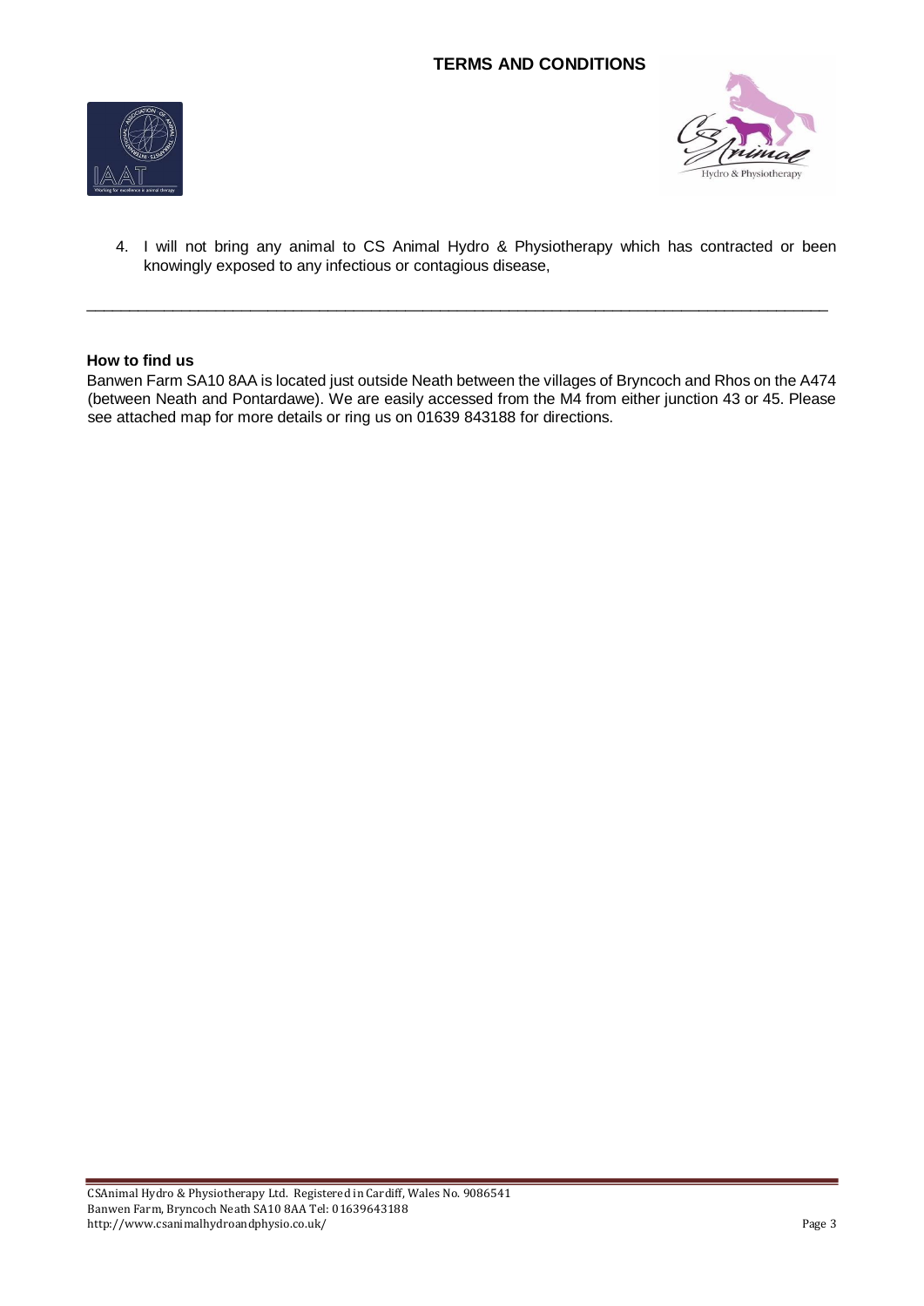4. I will not bring any animal to CS Animal Hydro & Physiotherapy which has contracted or been knowingly exposed to any infectious or contagious disease,

---

**How to find us**

Banwen Farm SA10 8AA is located just outside Neath between the villages of Bryncoch and Rhos on the A474 (between Neath and Pontardawe). We are easily accessed from the M4 from either junction 43 or 45. Please see attached map for more details or ring us on 01639 843188 for directions.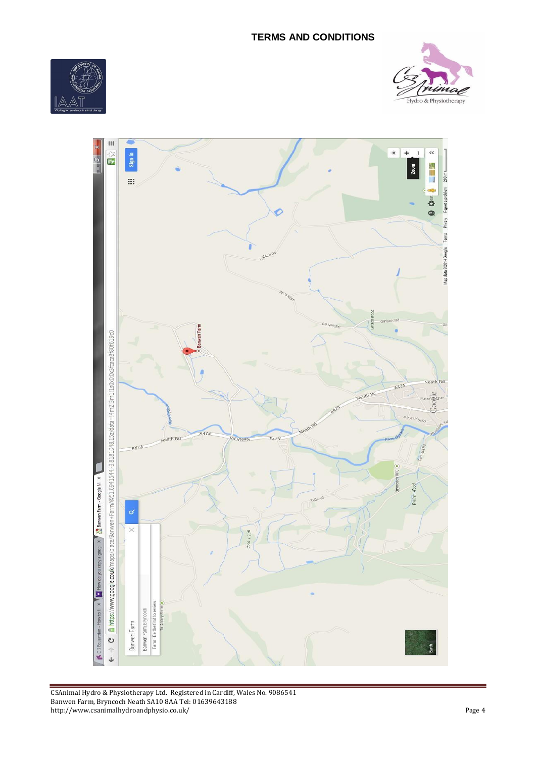# TERMS AND CONDITIONS

Banwen Farm

Gilfach Rd

Neath Rd

A474

River Clydach

Brynoch RFC

Dyffryn Wood

Coed-y-glyn

Tyllwyd

Gilfach Wood

Google

Map data ©2014 Google

Banwen Farm

Banwen Farm, Bryncoch

Farm · Be the first to review

https://www.google.co.uk/maps/place/Banwen+Farm/@51.6941544,-3.8181048,15z/data=!4m2!3m1!1s0x0:0x3fcaca8f60f619c0

Earth